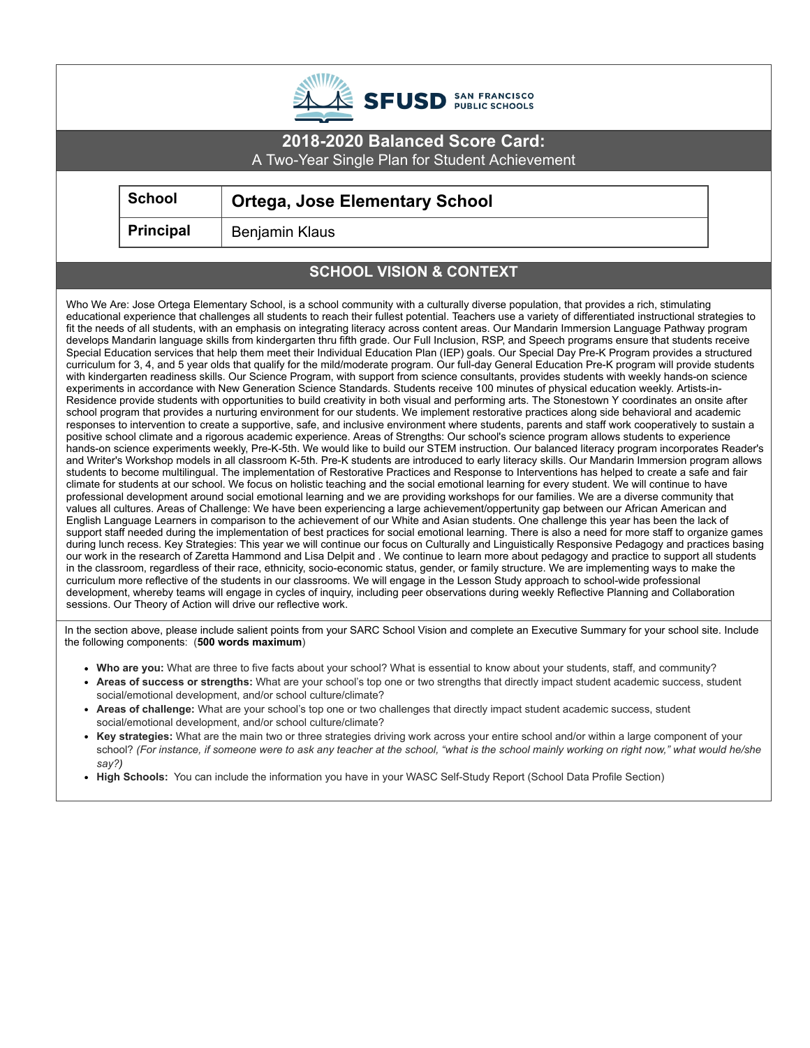SFUSD SAN FRANCISCO PUBLIC SCHOOLS

# 2018-2020 Balanced Score Card:

A Two-Year Single Plan for Student Achievement

| School | Ortega, Jose Elementary School |
|---|---|
| Principal | Benjamin Klaus |

## SCHOOL VISION & CONTEXT

Who We Are: Jose Ortega Elementary School, is a school community with a culturally diverse population, that provides a rich, stimulating educational experience that challenges all students to reach their fullest potential. Teachers use a variety of differentiated instructional strategies to fit the needs of all students, with an emphasis on integrating literacy across content areas. Our Mandarin Immersion Language Pathway program develops Mandarin language skills from kindergarten thru fifth grade. Our Full Inclusion, RSP, and Speech programs ensure that students receive Special Education services that help them meet their Individual Education Plan (IEP) goals. Our Special Day Pre-K Program provides a structured curriculum for 3, 4, and 5 year olds that qualify for the mild/moderate program. Our full-day General Education Pre-K program will provide students with kindergarten readiness skills. Our Science Program, with support from science consultants, provides students with weekly hands-on science experiments in accordance with New Generation Science Standards. Students receive 100 minutes of physical education weekly. Artists-in-Residence provide students with opportunities to build creativity in both visual and performing arts. The Stonestown Y coordinates an onsite after school program that provides a nurturing environment for our students. We implement restorative practices along side behavioral and academic responses to intervention to create a supportive, safe, and inclusive environment where students, parents and staff work cooperatively to sustain a positive school climate and a rigorous academic experience. Areas of Strengths: Our school's science program allows students to experience hands-on science experiments weekly, Pre-K-5th. We would like to build our STEM instruction. Our balanced literacy program incorporates Reader's and Writer's Workshop models in all classroom K-5th. Pre-K students are introduced to early literacy skills. Our Mandarin Immersion program allows students to become multilingual. The implementation of Restorative Practices and Response to Interventions has helped to create a safe and fair climate for students at our school. We focus on holistic teaching and the social emotional learning for every student. We will continue to have professional development around social emotional learning and we are providing workshops for our families. We are a diverse community that values all cultures. Areas of Challenge: We have been experiencing a large achievement/oppertunity gap between our African American and English Language Learners in comparison to the achievement of our White and Asian students. One challenge this year has been the lack of support staff needed during the implementation of best practices for social emotional learning. There is also a need for more staff to organize games during lunch recess. Key Strategies: This year we will continue our focus on Culturally and Linguistically Responsive Pedagogy and practices basing our work in the research of Zaretta Hammond and Lisa Delpit and . We continue to learn more about pedagogy and practice to support all students in the classroom, regardless of their race, ethnicity, socio-economic status, gender, or family structure. We are implementing ways to make the curriculum more reflective of the students in our classrooms. We will engage in the Lesson Study approach to school-wide professional development, whereby teams will engage in cycles of inquiry, including peer observations during weekly Reflective Planning and Collaboration sessions. Our Theory of Action will drive our reflective work.

In the section above, please include salient points from your SARC School Vision and complete an Executive Summary for your school site. Include the following components: (**500 words maximum**)

- **Who are you:** What are three to five facts about your school? What is essential to know about your students, staff, and community?
- **Areas of success or strengths:** What are your school's top one or two strengths that directly impact student academic success, student social/emotional development, and/or school culture/climate?
- **Areas of challenge:** What are your school's top one or two challenges that directly impact student academic success, student social/emotional development, and/or school culture/climate?
- **Key strategies:** What are the main two or three strategies driving work across your entire school and/or within a large component of your school? *(For instance, if someone were to ask any teacher at the school, "what is the school mainly working on right now," what would he/she say?)*
- **High Schools:** You can include the information you have in your WASC Self-Study Report (School Data Profile Section)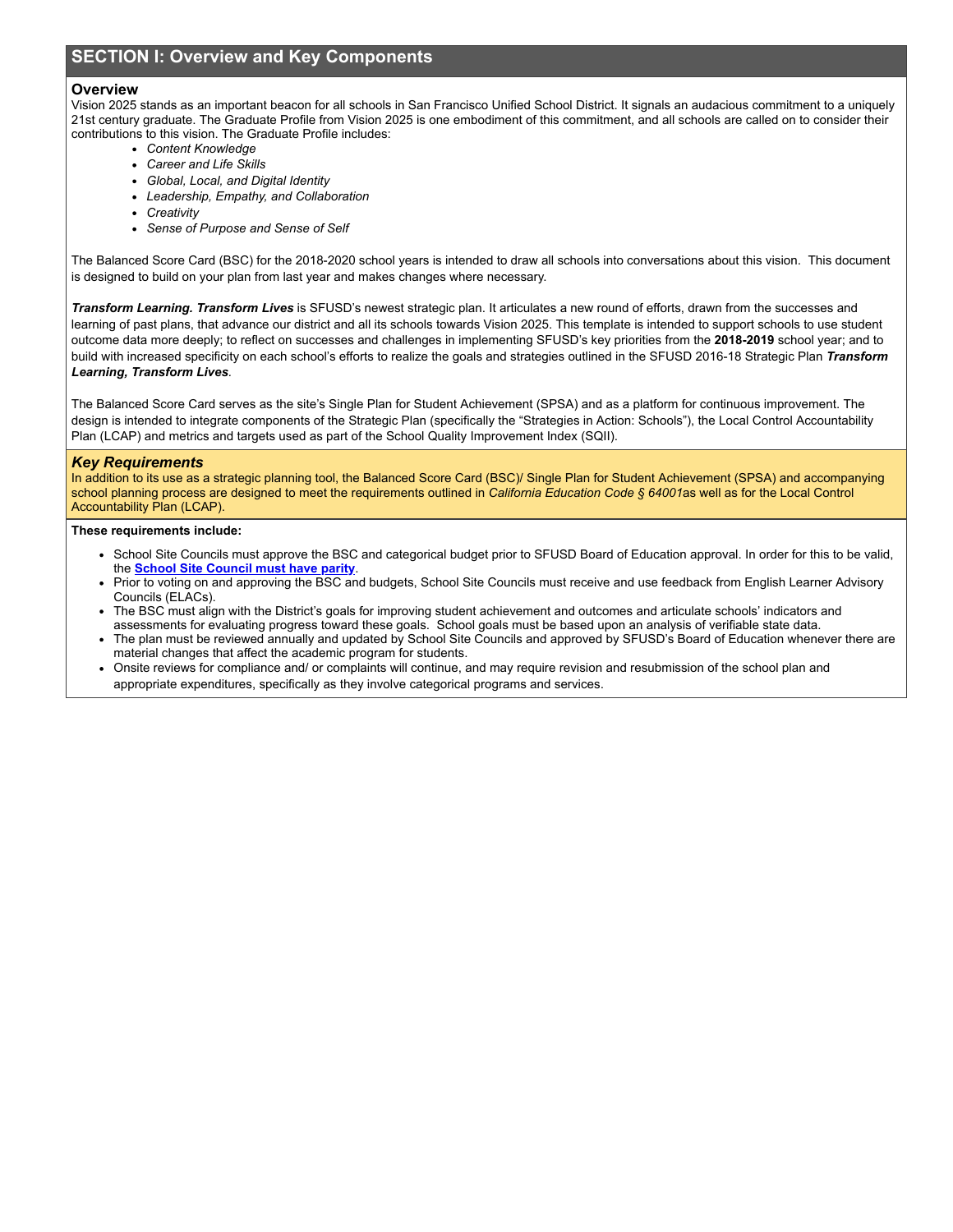## SECTION I: Overview and Key Components

### Overview

Vision 2025 stands as an important beacon for all schools in San Francisco Unified School District. It signals an audacious commitment to a uniquely 21st century graduate. The Graduate Profile from Vision 2025 is one embodiment of this commitment, and all schools are called on to consider their contributions to this vision. The Graduate Profile includes:

- *Content Knowledge*
- *Career and Life Skills*
- *Global, Local, and Digital Identity*
- *Leadership, Empathy, and Collaboration*
- *Creativity*
- *Sense of Purpose and Sense of Self*

The Balanced Score Card (BSC) for the 2018-2020 school years is intended to draw all schools into conversations about this vision. This document is designed to build on your plan from last year and makes changes where necessary.

***Transform Learning. Transform Lives*** is SFUSD's newest strategic plan. It articulates a new round of efforts, drawn from the successes and learning of past plans, that advance our district and all its schools towards Vision 2025. This template is intended to support schools to use student outcome data more deeply; to reflect on successes and challenges in implementing SFUSD's key priorities from the **2018-2019** school year; and to build with increased specificity on each school's efforts to realize the goals and strategies outlined in the SFUSD 2016-18 Strategic Plan ***Transform Learning, Transform Lives***.

The Balanced Score Card serves as the site's Single Plan for Student Achievement (SPSA) and as a platform for continuous improvement. The design is intended to integrate components of the Strategic Plan (specifically the "Strategies in Action: Schools"), the Local Control Accountability Plan (LCAP) and metrics and targets used as part of the School Quality Improvement Index (SQII).

### *Key Requirements*

In addition to its use as a strategic planning tool, the Balanced Score Card (BSC)/ Single Plan for Student Achievement (SPSA) and accompanying school planning process are designed to meet the requirements outlined in *California Education Code § 64001*as well as for the Local Control Accountability Plan (LCAP).

**These requirements include:**

- School Site Councils must approve the BSC and categorical budget prior to SFUSD Board of Education approval. In order for this to be valid, the **School Site Council must have parity**.
- Prior to voting on and approving the BSC and budgets, School Site Councils must receive and use feedback from English Learner Advisory Councils (ELACs).
- The BSC must align with the District's goals for improving student achievement and outcomes and articulate schools' indicators and assessments for evaluating progress toward these goals. School goals must be based upon an analysis of verifiable state data.
- The plan must be reviewed annually and updated by School Site Councils and approved by SFUSD's Board of Education whenever there are material changes that affect the academic program for students.
- Onsite reviews for compliance and/ or complaints will continue, and may require revision and resubmission of the school plan and appropriate expenditures, specifically as they involve categorical programs and services.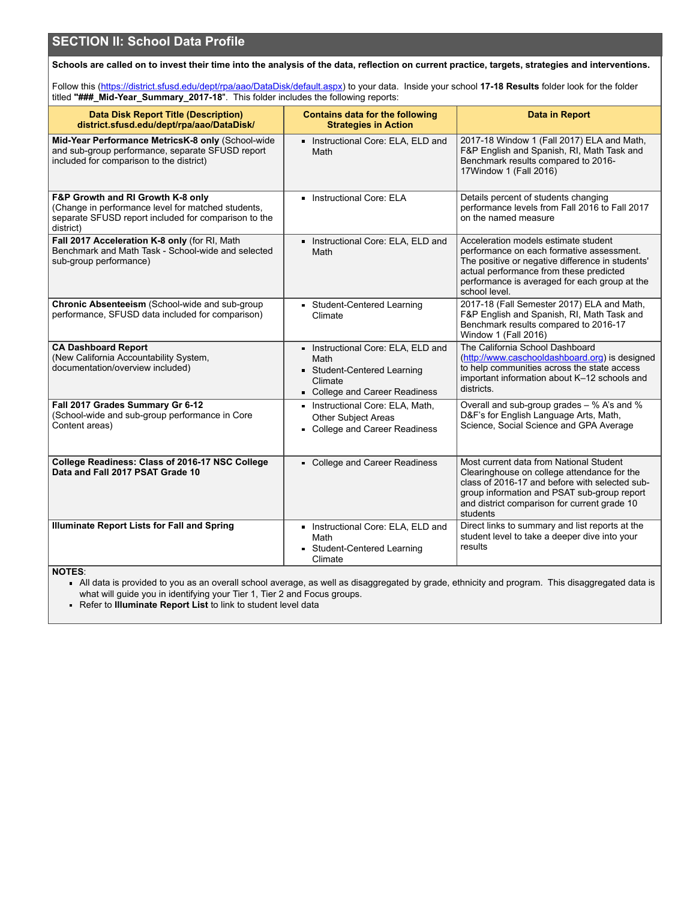## SECTION II: School Data Profile

**Schools are called on to invest their time into the analysis of the data, reflection on current practice, targets, strategies and interventions.**

Follow this (https://district.sfusd.edu/dept/rpa/aao/DataDisk/default.aspx) to your data. Inside your school **17-18 Results** folder look for the folder titled **"###_Mid-Year_Summary_2017-18"**. This folder includes the following reports:

| Data Disk Report Title (Description) district.sfusd.edu/dept/rpa/aao/DataDisk/ | Contains data for the following Strategies in Action | Data in Report |
|---|---|---|
| **Mid-Year Performance MetricsK-8 only** (School-wide and sub-group performance, separate SFUSD report included for comparison to the district) | ▪ Instructional Core: ELA, ELD and Math | 2017-18 Window 1 (Fall 2017) ELA and Math, F&P English and Spanish, RI, Math Task and Benchmark results compared to 2016-17Window 1 (Fall 2016) |
| **F&P Growth and RI Growth K-8 only** (Change in performance level for matched students, separate SFUSD report included for comparison to the district) | ▪ Instructional Core: ELA | Details percent of students changing performance levels from Fall 2016 to Fall 2017 on the named measure |
| **Fall 2017 Acceleration K-8 only** (for RI, Math Benchmark and Math Task - School-wide and selected sub-group performance) | ▪ Instructional Core: ELA, ELD and Math | Acceleration models estimate student performance on each formative assessment. The positive or negative difference in students' actual performance from these predicted performance is averaged for each group at the school level. |
| **Chronic Absenteeism** (School-wide and sub-group performance, SFUSD data included for comparison) | ▪ Student-Centered Learning Climate | 2017-18 (Fall Semester 2017) ELA and Math, F&P English and Spanish, RI, Math Task and Benchmark results compared to 2016-17 Window 1 (Fall 2016) |
| **CA Dashboard Report** (New California Accountability System, documentation/overview included) | ▪ Instructional Core: ELA, ELD and Math<br>▪ Student-Centered Learning Climate<br>▪ College and Career Readiness | The California School Dashboard (http://www.caschooldashboard.org) is designed to help communities across the state access important information about K–12 schools and districts. |
| **Fall 2017 Grades Summary Gr 6-12** (School-wide and sub-group performance in Core Content areas) | ▪ Instructional Core: ELA, Math, Other Subject Areas<br>▪ College and Career Readiness | Overall and sub-group grades – % A's and % D&F's for English Language Arts, Math, Science, Social Science and GPA Average |
| **College Readiness: Class of 2016-17 NSC College Data and Fall 2017 PSAT Grade 10** | ▪ College and Career Readiness | Most current data from National Student Clearinghouse on college attendance for the class of 2016-17 and before with selected sub-group information and PSAT sub-group report and district comparison for current grade 10 students |
| **Illuminate Report Lists for Fall and Spring** | ▪ Instructional Core: ELA, ELD and Math<br>▪ Student-Centered Learning Climate | Direct links to summary and list reports at the student level to take a deeper dive into your results |

**NOTES**:

- All data is provided to you as an overall school average, as well as disaggregated by grade, ethnicity and program. This disaggregated data is what will guide you in identifying your Tier 1, Tier 2 and Focus groups.
- Refer to **Illuminate Report List** to link to student level data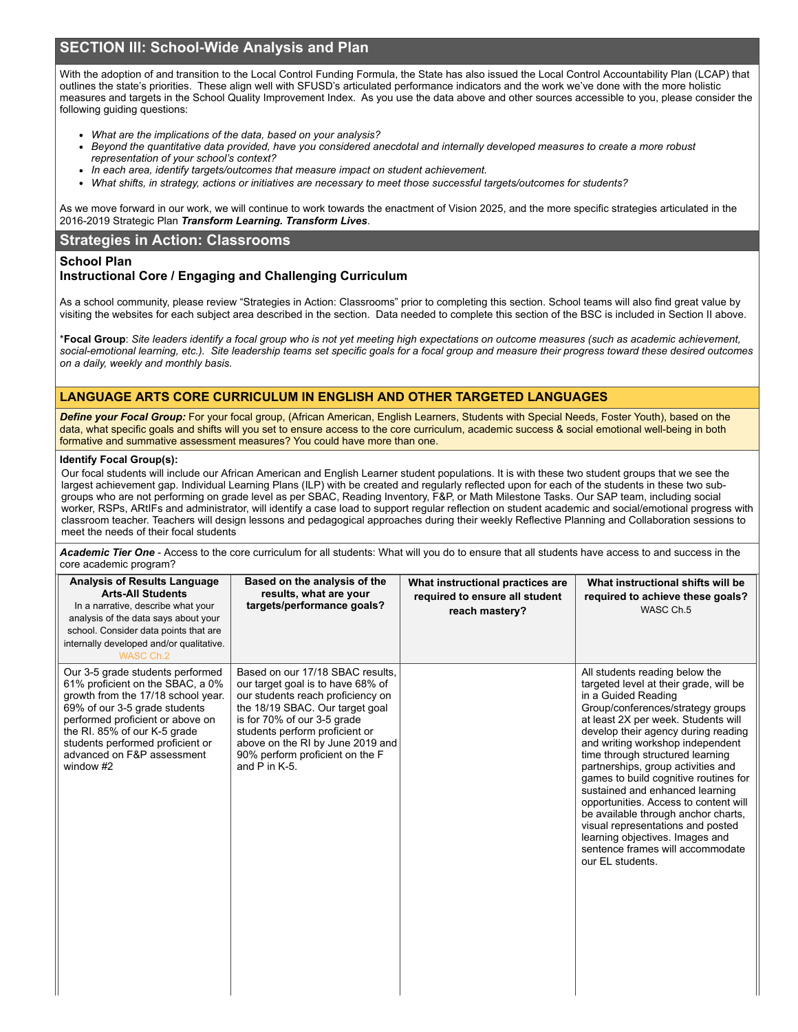## SECTION III: School-Wide Analysis and Plan

With the adoption of and transition to the Local Control Funding Formula, the State has also issued the Local Control Accountability Plan (LCAP) that outlines the state's priorities. These align well with SFUSD's articulated performance indicators and the work we've done with the more holistic measures and targets in the School Quality Improvement Index. As you use the data above and other sources accessible to you, please consider the following guiding questions:

- *What are the implications of the data, based on your analysis?*
- *Beyond the quantitative data provided, have you considered anecdotal and internally developed measures to create a more robust representation of your school's context?*
- *In each area, identify targets/outcomes that measure impact on student achievement.*
- *What shifts, in strategy, actions or initiatives are necessary to meet those successful targets/outcomes for students?*

As we move forward in our work, we will continue to work towards the enactment of Vision 2025, and the more specific strategies articulated in the 2016-2019 Strategic Plan ***Transform Learning. Transform Lives***.

## Strategies in Action: Classrooms

### School Plan
### Instructional Core / Engaging and Challenging Curriculum

As a school community, please review "Strategies in Action: Classrooms" prior to completing this section. School teams will also find great value by visiting the websites for each subject area described in the section. Data needed to complete this section of the BSC is included in Section II above.

\***Focal Group**: *Site leaders identify a focal group who is not yet meeting high expectations on outcome measures (such as academic achievement, social-emotional learning, etc.). Site leadership teams set specific goals for a focal group and measure their progress toward these desired outcomes on a daily, weekly and monthly basis.*

### LANGUAGE ARTS CORE CURRICULUM IN ENGLISH AND OTHER TARGETED LANGUAGES

***Define your Focal Group:*** For your focal group, (African American, English Learners, Students with Special Needs, Foster Youth), based on the data, what specific goals and shifts will you set to ensure access to the core curriculum, academic success & social emotional well-being in both formative and summative assessment measures? You could have more than one.

**Identify Focal Group(s):**

Our focal students will include our African American and English Learner student populations. It is with these two student groups that we see the largest achievement gap. Individual Learning Plans (ILP) with be created and regularly reflected upon for each of the students in these two sub-groups who are not performing on grade level as per SBAC, Reading Inventory, F&P, or Math Milestone Tasks. Our SAP team, including social worker, RSPs, ARtIFs and administrator, will identify a case load to support regular reflection on student academic and social/emotional progress with classroom teacher. Teachers will design lessons and pedagogical approaches during their weekly Reflective Planning and Collaboration sessions to meet the needs of their focal students

***Academic Tier One*** - Access to the core curriculum for all students: What will you do to ensure that all students have access to and success in the core academic program?

| **Analysis of Results Language Arts-All Students** In a narrative, describe what your analysis of the data says about your school. Consider data points that are internally developed and/or qualitative. WASC Ch.2 | **Based on the analysis of the results, what are your targets/performance goals?** | **What instructional practices are required to ensure all student reach mastery?** | **What instructional shifts will be required to achieve these goals?** WASC Ch.5 |
|---|---|---|---|
| Our 3-5 grade students performed 61% proficient on the SBAC, a 0% growth from the 17/18 school year. 69% of our 3-5 grade students performed proficient or above on the RI. 85% of our K-5 grade students performed proficient or advanced on F&P assessment window #2 | Based on our 17/18 SBAC results, our target goal is to have 68% of our students reach proficiency on the 18/19 SBAC. Our target goal is for 70% of our 3-5 grade students perform proficient or above on the RI by June 2019 and 90% perform proficient on the F and P in K-5. | | All students reading below the targeted level at their grade, will be in a Guided Reading Group/conferences/strategy groups at least 2X per week. Students will develop their agency during reading and writing workshop independent time through structured learning partnerships, group activities and games to build cognitive routines for sustained and enhanced learning opportunities. Access to content will be available through anchor charts, visual representations and posted learning objectives. Images and sentence frames will accommodate our EL students. |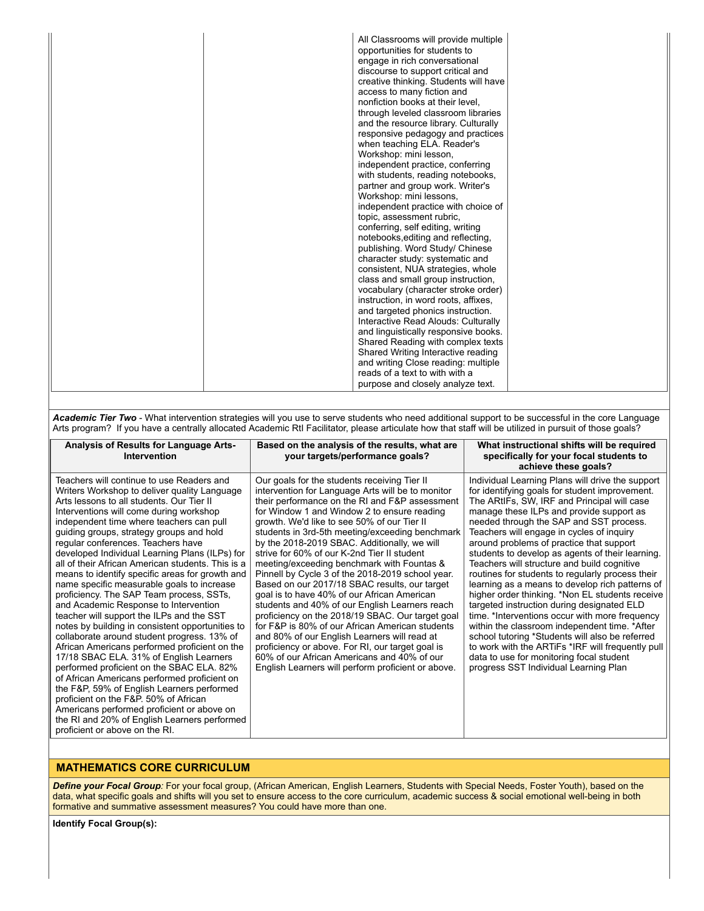| | | | |
|---|---|---|---|
| | | All Classrooms will provide multiple opportunities for students to engage in rich conversational discourse to support critical and creative thinking. Students will have access to many fiction and nonfiction books at their level, through leveled classroom libraries and the resource library. Culturally responsive pedagogy and practices when teaching ELA. Reader's Workshop: mini lesson, independent practice, conferring with students, reading notebooks, partner and group work. Writer's Workshop: mini lessons, independent practice with choice of topic, assessment rubric, conferring, self editing, writing notebooks,editing and reflecting, publishing. Word Study/ Chinese character study: systematic and consistent, NUA strategies, whole class and small group instruction, vocabulary (character stroke order) instruction, in word roots, affixes, and targeted phonics instruction. Interactive Read Alouds: Culturally and linguistically responsive books. Shared Reading with complex texts Shared Writing Interactive reading and writing Close reading: multiple reads of a text to with with a purpose and closely analyze text. | |

***Academic Tier Two*** - What intervention strategies will you use to serve students who need additional support to be successful in the core Language Arts program? If you have a centrally allocated Academic RtI Facilitator, please articulate how that staff will be utilized in pursuit of those goals?

| Analysis of Results for Language Arts-Intervention | Based on the analysis of the results, what are your targets/performance goals? | What instructional shifts will be required specifically for your focal students to achieve these goals? |
|---|---|---|
| Teachers will continue to use Readers and Writers Workshop to deliver quality Language Arts lessons to all students. Our Tier II Interventions will come during workshop independent time where teachers can pull guiding groups, strategy groups and hold regular conferences. Teachers have developed Individual Learning Plans (ILPs) for all of their African American students. This is a means to identify specific areas for growth and name specific measurable goals to increase proficiency. The SAP Team process, SSTs, and Academic Response to Intervention teacher will support the ILPs and the SST notes by building in consistent opportunities to collaborate around student progress. 13% of African Americans performed proficient on the 17/18 SBAC ELA. 31% of English Learners performed proficient on the SBAC ELA. 82% of African Americans performed proficient on the F&P, 59% of English Learners performed proficient on the F&P. 50% of African Americans performed proficient or above on the RI and 20% of English Learners performed proficient or above on the RI. | Our goals for the students receiving Tier II intervention for Language Arts will be to monitor their performance on the RI and F&P assessment for Window 1 and Window 2 to ensure reading growth. We'd like to see 50% of our Tier II students in 3rd-5th meeting/exceeding benchmark by the 2018-2019 SBAC. Additionally, we will strive for 60% of our K-2nd Tier II student meeting/exceeding benchmark with Fountas & Pinnell by Cycle 3 of the 2018-2019 school year. Based on our 2017/18 SBAC results, our target goal is to have 40% of our African American students and 40% of our English Learners reach proficiency on the 2018/19 SBAC. Our target goal for F&P is 80% of our African American students and 80% of our English Learners will read at proficiency or above. For RI, our target goal is 60% of our African Americans and 40% of our English Learners will perform proficient or above. | Individual Learning Plans will drive the support for identifying goals for student improvement. The ARtIFs, SW, IRF and Principal will case manage these ILPs and provide support as needed through the SAP and SST process. Teachers will engage in cycles of inquiry around problems of practice that support students to develop as agents of their learning. Teachers will structure and build cognitive routines for students to regularly process their learning as a means to develop rich patterns of higher order thinking. *Non EL students receive targeted instruction during designated ELD time. *Interventions occur with more frequency within the classroom independent time. *After school tutoring *Students will also be referred to work with the ARTiFs *IRF will frequently pull data to use for monitoring focal student progress SST Individual Learning Plan |

## MATHEMATICS CORE CURRICULUM

***Define your Focal Group:*** For your focal group, (African American, English Learners, Students with Special Needs, Foster Youth), based on the data, what specific goals and shifts will you set to ensure access to the core curriculum, academic success & social emotional well-being in both formative and summative assessment measures? You could have more than one.

**Identify Focal Group(s):**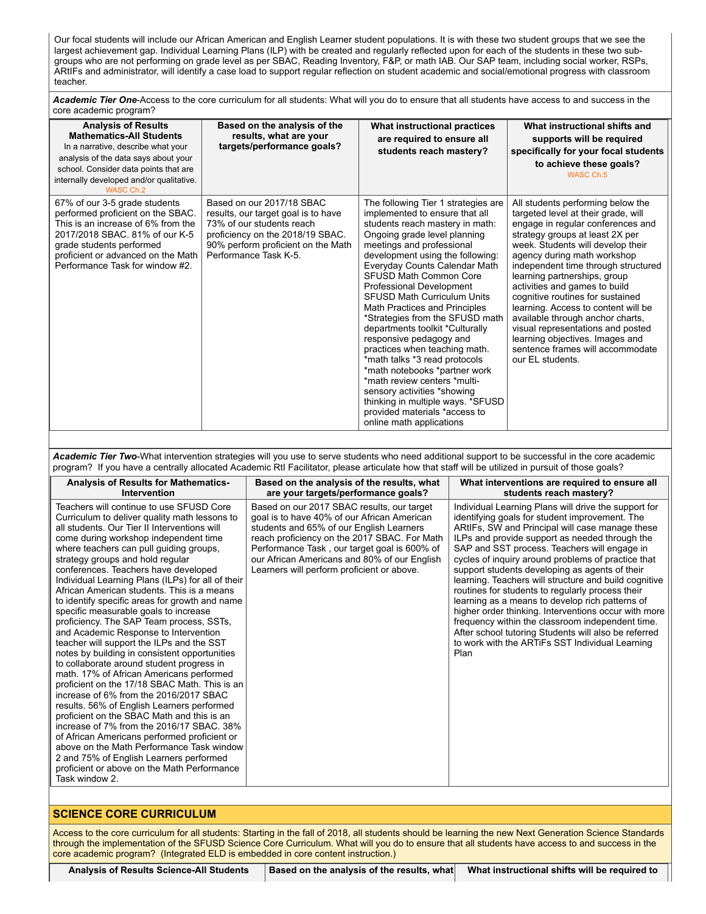Our focal students will include our African American and English Learner student populations. It is with these two student groups that we see the largest achievement gap. Individual Learning Plans (ILP) with be created and regularly reflected upon for each of the students in these two sub-groups who are not performing on grade level as per SBAC, Reading Inventory, F&P, or math IAB. Our SAP team, including social worker, RSPs, ARtIFs and administrator, will identify a case load to support regular reflection on student academic and social/emotional progress with classroom teacher.

***Academic Tier One***-Access to the core curriculum for all students: What will you do to ensure that all students have access to and success in the core academic program?

| **Analysis of Results Mathematics-All Students** In a narrative, describe what your analysis of the data says about your school. Consider data points that are internally developed and/or qualitative. WASC Ch.2 | **Based on the analysis of the results, what are your targets/performance goals?** | **What instructional practices are required to ensure all students reach mastery?** | **What instructional shifts and supports will be required specifically for your focal students to achieve these goals?** WASC Ch.5 |
|---|---|---|---|
| 67% of our 3-5 grade students performed proficient on the SBAC. This is an increase of 6% from the 2017/2018 SBAC. 81% of our K-5 grade students performed proficient or advanced on the Math Performance Task for window #2. | Based on our 2017/18 SBAC results, our target goal is to have 73% of our students reach proficiency on the 2018/19 SBAC. 90% perform proficient on the Math Performance Task K-5. | The following Tier 1 strategies are implemented to ensure that all students reach mastery in math: Ongoing grade level planning meetings and professional development using the following: Everyday Counts Calendar Math SFUSD Math Common Core Professional Development SFUSD Math Curriculum Units Math Practices and Principles *Strategies from the SFUSD math departments toolkit *Culturally responsive pedagogy and practices when teaching math. *math talks *3 read protocols *math notebooks *partner work *math review centers *multi-sensory activities *showing thinking in multiple ways. *SFUSD provided materials *access to online math applications | All students performing below the targeted level at their grade, will engage in regular conferences and strategy groups at least 2X per week. Students will develop their agency during math workshop independent time through structured learning partnerships, group activities and games to build cognitive routines for sustained learning. Access to content will be available through anchor charts, visual representations and posted learning objectives. Images and sentence frames will accommodate our EL students. |

***Academic Tier Two***-What intervention strategies will you use to serve students who need additional support to be successful in the core academic program? If you have a centrally allocated Academic RtI Facilitator, please articulate how that staff will be utilized in pursuit of those goals?

| **Analysis of Results for Mathematics-Intervention** | **Based on the analysis of the results, what are your targets/performance goals?** | **What interventions are required to ensure all students reach mastery?** |
|---|---|---|
| Teachers will continue to use SFUSD Core Curriculum to deliver quality math lessons to all students. Our Tier II Interventions will come during workshop independent time where teachers can pull guiding groups, strategy groups and hold regular conferences. Teachers have developed Individual Learning Plans (ILPs) for all of their African American students. This is a means to identify specific areas for growth and name specific measurable goals to increase proficiency. The SAP Team process, SSTs, and Academic Response to Intervention teacher will support the ILPs and the SST notes by building in consistent opportunities to collaborate around student progress in math. 17% of African Americans performed proficient on the 17/18 SBAC Math. This is an increase of 6% from the 2016/2017 SBAC results. 56% of English Learners performed proficient on the SBAC Math and this is an increase of 7% from the 2016/17 SBAC. 38% of African Americans performed proficient or above on the Math Performance Task window 2 and 75% of English Learners performed proficient or above on the Math Performance Task window 2. | Based on our 2017 SBAC results, our target goal is to have 40% of our African American students and 65% of our English Learners reach proficiency on the 2017 SBAC. For Math Performance Task , our target goal is 600% of our African Americans and 80% of our English Learners will perform proficient or above. | Individual Learning Plans will drive the support for identifying goals for student improvement. The ARtIFs, SW and Principal will case manage these ILPs and provide support as needed through the SAP and SST process. Teachers will engage in cycles of inquiry around problems of practice that support students developing as agents of their learning. Teachers will structure and build cognitive routines for students to regularly process their learning as a means to develop rich patterns of higher order thinking. Interventions occur with more frequency within the classroom independent time. After school tutoring Students will also be referred to work with the ARTiFs SST Individual Learning Plan |

## SCIENCE CORE CURRICULUM

Access to the core curriculum for all students: Starting in the fall of 2018, all students should be learning the new Next Generation Science Standards through the implementation of the SFUSD Science Core Curriculum. What will you do to ensure that all students have access to and success in the core academic program? (Integrated ELD is embedded in core content instruction.)

| **Analysis of Results Science-All Students** | **Based on the analysis of the results, what** | **What instructional shifts will be required to** |
|---|---|---|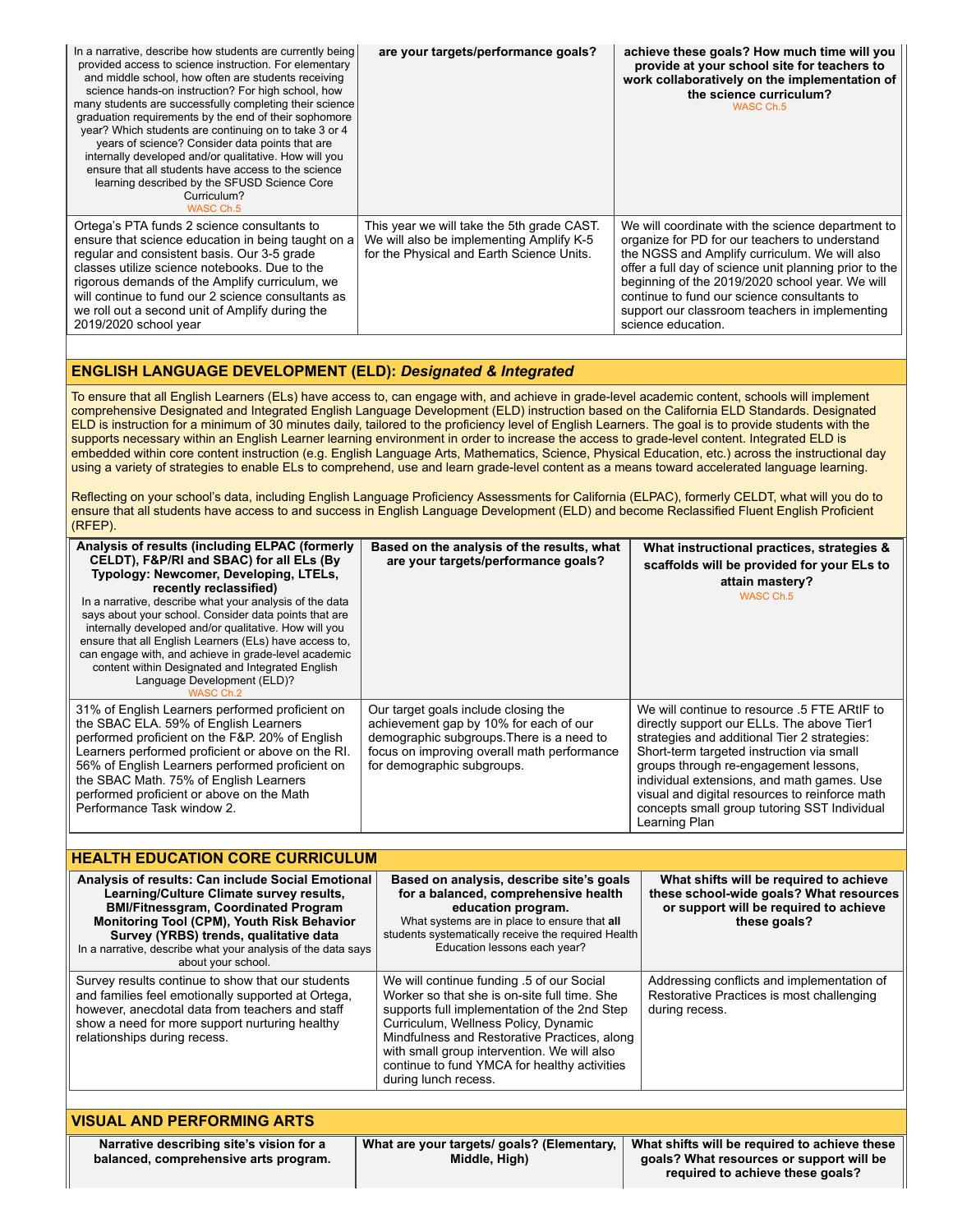| In a narrative, describe how students are currently being provided access to science instruction. For elementary and middle school, how often are students receiving science hands-on instruction? For high school, how many students are successfully completing their science graduation requirements by the end of their sophomore year? Which students are continuing on to take 3 or 4 years of science? Consider data points that are internally developed and/or qualitative. How will you ensure that all students have access to the science learning described by the SFUSD Science Core Curriculum? WASC Ch.5 | **are your targets/performance goals?** | **achieve these goals? How much time will you provide at your school site for teachers to work collaboratively on the implementation of the science curriculum?** WASC Ch.5 |
|---|---|---|
| Ortega's PTA funds 2 science consultants to ensure that science education in being taught on a regular and consistent basis. Our 3-5 grade classes utilize science notebooks. Due to the rigorous demands of the Amplify curriculum, we will continue to fund our 2 science consultants as we roll out a second unit of Amplify during the 2019/2020 school year | This year we will take the 5th grade CAST. We will also be implementing Amplify K-5 for the Physical and Earth Science Units. | We will coordinate with the science department to organize for PD for our teachers to understand the NGSS and Amplify curriculum. We will also offer a full day of science unit planning prior to the beginning of the 2019/2020 school year. We will continue to fund our science consultants to support our classroom teachers in implementing science education. |

## ENGLISH LANGUAGE DEVELOPMENT (ELD): *Designated & Integrated*

To ensure that all English Learners (ELs) have access to, can engage with, and achieve in grade-level academic content, schools will implement comprehensive Designated and Integrated English Language Development (ELD) instruction based on the California ELD Standards. Designated ELD is instruction for a minimum of 30 minutes daily, tailored to the proficiency level of English Learners. The goal is to provide students with the supports necessary within an English Learner learning environment in order to increase the access to grade-level content. Integrated ELD is embedded within core content instruction (e.g. English Language Arts, Mathematics, Science, Physical Education, etc.) across the instructional day using a variety of strategies to enable ELs to comprehend, use and learn grade-level content as a means toward accelerated language learning.

Reflecting on your school's data, including English Language Proficiency Assessments for California (ELPAC), formerly CELDT, what will you do to ensure that all students have access to and success in English Language Development (ELD) and become Reclassified Fluent English Proficient (RFEP).

| **Analysis of results (including ELPAC (formerly CELDT), F&P/RI and SBAC) for all ELs (By Typology: Newcomer, Developing, LTELs, recently reclassified)** In a narrative, describe what your analysis of the data says about your school. Consider data points that are internally developed and/or qualitative. How will you ensure that all English Learners (ELs) have access to, can engage with, and achieve in grade-level academic content within Designated and Integrated English Language Development (ELD)? WASC Ch.2 | **Based on the analysis of the results, what are your targets/performance goals?** | **What instructional practices, strategies & scaffolds will be provided for your ELs to attain mastery?** WASC Ch.5 |
|---|---|---|
| 31% of English Learners performed proficient on the SBAC ELA. 59% of English Learners performed proficient on the F&P. 20% of English Learners performed proficient or above on the RI. 56% of English Learners performed proficient on the SBAC Math. 75% of English Learners performed proficient or above on the Math Performance Task window 2. | Our target goals include closing the achievement gap by 10% for each of our demographic subgroups.There is a need to focus on improving overall math performance for demographic subgroups. | We will continue to resource .5 FTE ARtIF to directly support our ELLs. The above Tier1 strategies and additional Tier 2 strategies: Short-term targeted instruction via small groups through re-engagement lessons, individual extensions, and math games. Use visual and digital resources to reinforce math concepts small group tutoring SST Individual Learning Plan |

## HEALTH EDUCATION CORE CURRICULUM

| **Analysis of results: Can include Social Emotional Learning/Culture Climate survey results, BMI/Fitnessgram, Coordinated Program Monitoring Tool (CPM), Youth Risk Behavior Survey (YRBS) trends, qualitative data** In a narrative, describe what your analysis of the data says about your school. | **Based on analysis, describe site's goals for a balanced, comprehensive health education program.** What systems are in place to ensure that **all** students systematically receive the required Health Education lessons each year? | **What shifts will be required to achieve these school-wide goals? What resources or support will be required to achieve these goals?** |
|---|---|---|
| Survey results continue to show that our students and families feel emotionally supported at Ortega, however, anecdotal data from teachers and staff show a need for more support nurturing healthy relationships during recess. | We will continue funding .5 of our Social Worker so that she is on-site full time. She supports full implementation of the 2nd Step Curriculum, Wellness Policy, Dynamic Mindfulness and Restorative Practices, along with small group intervention. We will also continue to fund YMCA for healthy activities during lunch recess. | Addressing conflicts and implementation of Restorative Practices is most challenging during recess. |

## VISUAL AND PERFORMING ARTS

| **Narrative describing site's vision for a balanced, comprehensive arts program.** | **What are your targets/ goals? (Elementary, Middle, High)** | **What shifts will be required to achieve these goals? What resources or support will be required to achieve these goals?** |
|---|---|---|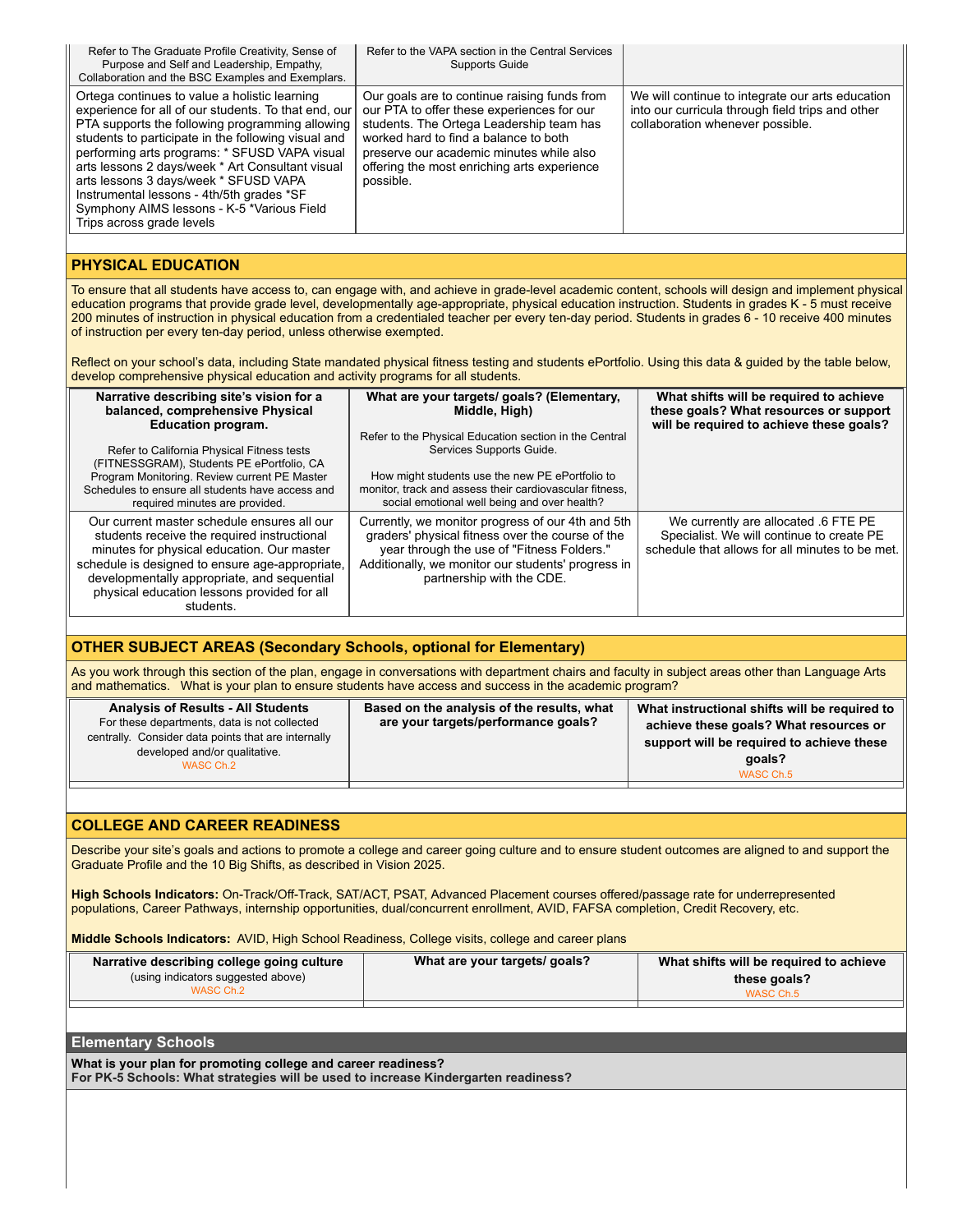| Refer to The Graduate Profile Creativity, Sense of Purpose and Self and Leadership, Empathy, Collaboration and the BSC Examples and Exemplars. | Refer to the VAPA section in the Central Services Supports Guide | |
|---|---|---|
| Ortega continues to value a holistic learning experience for all of our students. To that end, our PTA supports the following programming allowing students to participate in the following visual and performing arts programs: * SFUSD VAPA visual arts lessons 2 days/week * Art Consultant visual arts lessons 3 days/week * SFUSD VAPA Instrumental lessons - 4th/5th grades *SF Symphony AIMS lessons - K-5 *Various Field Trips across grade levels | Our goals are to continue raising funds from our PTA to offer these experiences for our students. The Ortega Leadership team has worked hard to find a balance to both preserve our academic minutes while also offering the most enriching arts experience possible. | We will continue to integrate our arts education into our curricula through field trips and other collaboration whenever possible. |

## PHYSICAL EDUCATION

To ensure that all students have access to, can engage with, and achieve in grade-level academic content, schools will design and implement physical education programs that provide grade level, developmentally age-appropriate, physical education instruction. Students in grades K - 5 must receive 200 minutes of instruction in physical education from a credentialed teacher per every ten-day period. Students in grades 6 - 10 receive 400 minutes of instruction per every ten-day period, unless otherwise exempted.

Reflect on your school's data, including State mandated physical fitness testing and students ePortfolio. Using this data & guided by the table below, develop comprehensive physical education and activity programs for all students.

| **Narrative describing site's vision for a balanced, comprehensive Physical Education program.** Refer to California Physical Fitness tests (FITNESSGRAM), Students PE ePortfolio, CA Program Monitoring. Review current PE Master Schedules to ensure all students have access and required minutes are provided. | **What are your targets/ goals? (Elementary, Middle, High)** Refer to the Physical Education section in the Central Services Supports Guide. How might students use the new PE ePortfolio to monitor, track and assess their cardiovascular fitness, social emotional well being and over health? | **What shifts will be required to achieve these goals? What resources or support will be required to achieve these goals?** |
|---|---|---|
| Our current master schedule ensures all our students receive the required instructional minutes for physical education. Our master schedule is designed to ensure age-appropriate, developmentally appropriate, and sequential physical education lessons provided for all students. | Currently, we monitor progress of our 4th and 5th graders' physical fitness over the course of the year through the use of "Fitness Folders." Additionally, we monitor our students' progress in partnership with the CDE. | We currently are allocated .6 FTE PE Specialist. We will continue to create PE schedule that allows for all minutes to be met. |

## OTHER SUBJECT AREAS (Secondary Schools, optional for Elementary)

As you work through this section of the plan, engage in conversations with department chairs and faculty in subject areas other than Language Arts and mathematics. What is your plan to ensure students have access and success in the academic program?

| **Analysis of Results - All Students** For these departments, data is not collected centrally. Consider data points that are internally developed and/or qualitative. WASC Ch.2 | **Based on the analysis of the results, what are your targets/performance goals?** | **What instructional shifts will be required to achieve these goals? What resources or support will be required to achieve these goals?** WASC Ch.5 |
|---|---|---|
| | | |

## COLLEGE AND CAREER READINESS

Describe your site's goals and actions to promote a college and career going culture and to ensure student outcomes are aligned to and support the Graduate Profile and the 10 Big Shifts, as described in Vision 2025.

**High Schools Indicators:** On-Track/Off-Track, SAT/ACT, PSAT, Advanced Placement courses offered/passage rate for underrepresented populations, Career Pathways, internship opportunities, dual/concurrent enrollment, AVID, FAFSA completion, Credit Recovery, etc.

**Middle Schools Indicators:** AVID, High School Readiness, College visits, college and career plans

| **Narrative describing college going culture** (using indicators suggested above) WASC Ch.2 | **What are your targets/ goals?** | **What shifts will be required to achieve these goals?** WASC Ch.5 |
|---|---|---|
| | | |

### Elementary Schools

**What is your plan for promoting college and career readiness?**
**For PK-5 Schools: What strategies will be used to increase Kindergarten readiness?**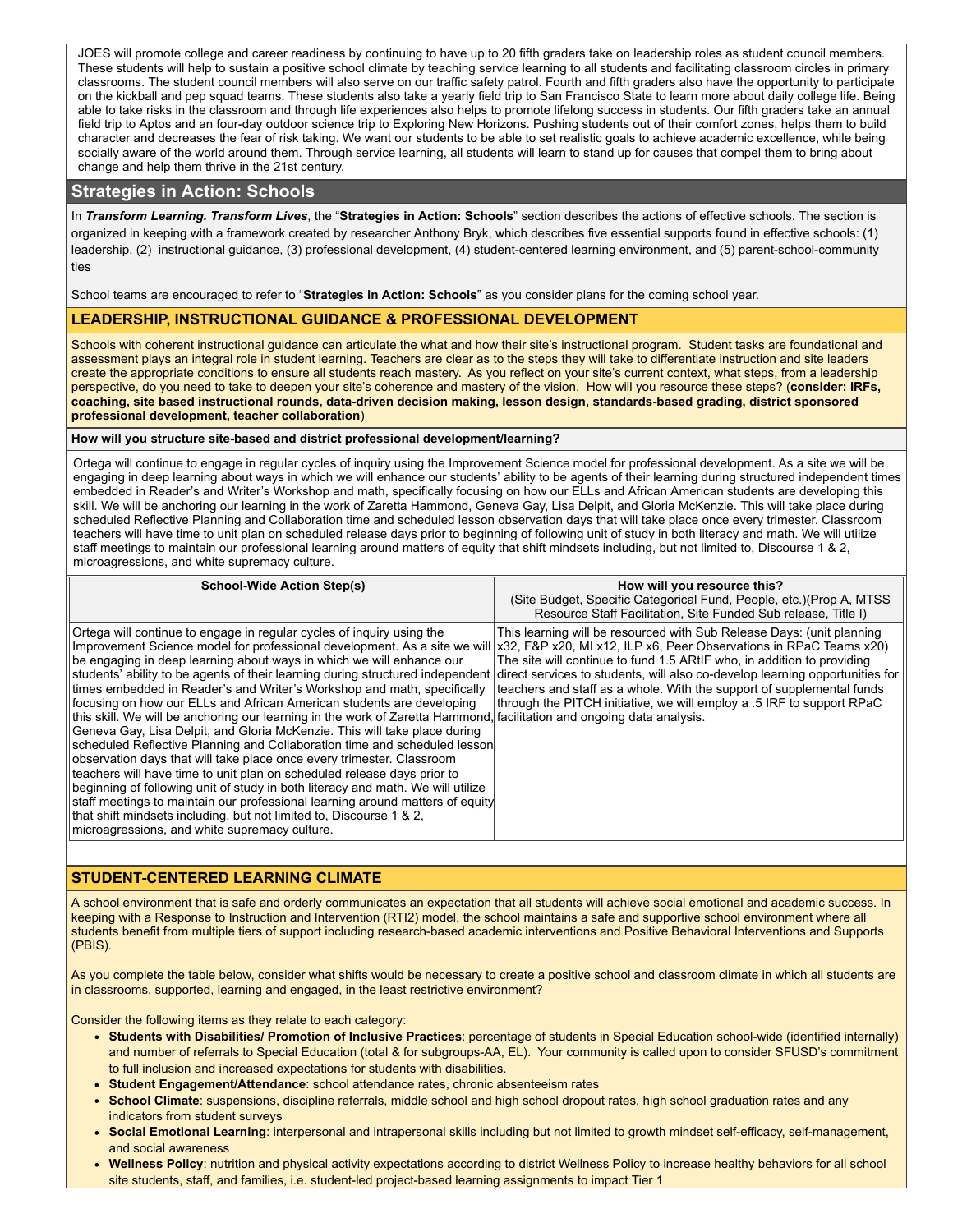JOES will promote college and career readiness by continuing to have up to 20 fifth graders take on leadership roles as student council members. These students will help to sustain a positive school climate by teaching service learning to all students and facilitating classroom circles in primary classrooms. The student council members will also serve on our traffic safety patrol. Fourth and fifth graders also have the opportunity to participate on the kickball and pep squad teams. These students also take a yearly field trip to San Francisco State to learn more about daily college life. Being able to take risks in the classroom and through life experiences also helps to promote lifelong success in students. Our fifth graders take an annual field trip to Aptos and an four-day outdoor science trip to Exploring New Horizons. Pushing students out of their comfort zones, helps them to build character and decreases the fear of risk taking. We want our students to be able to set realistic goals to achieve academic excellence, while being socially aware of the world around them. Through service learning, all students will learn to stand up for causes that compel them to bring about change and help them thrive in the 21st century.

## Strategies in Action: Schools

In ***Transform Learning. Transform Lives***, the "**Strategies in Action: Schools**" section describes the actions of effective schools. The section is organized in keeping with a framework created by researcher Anthony Bryk, which describes five essential supports found in effective schools: (1) leadership, (2) instructional guidance, (3) professional development, (4) student-centered learning environment, and (5) parent-school-community ties

School teams are encouraged to refer to "**Strategies in Action: Schools**" as you consider plans for the coming school year.

### LEADERSHIP, INSTRUCTIONAL GUIDANCE & PROFESSIONAL DEVELOPMENT

Schools with coherent instructional guidance can articulate the what and how their site's instructional program. Student tasks are foundational and assessment plays an integral role in student learning. Teachers are clear as to the steps they will take to differentiate instruction and site leaders create the appropriate conditions to ensure all students reach mastery. As you reflect on your site's current context, what steps, from a leadership perspective, do you need to take to deepen your site's coherence and mastery of the vision. How will you resource these steps? (**consider: IRFs, coaching, site based instructional rounds, data-driven decision making, lesson design, standards-based grading, district sponsored professional development, teacher collaboration**)

**How will you structure site-based and district professional development/learning?**

Ortega will continue to engage in regular cycles of inquiry using the Improvement Science model for professional development. As a site we will be engaging in deep learning about ways in which we will enhance our students' ability to be agents of their learning during structured independent times embedded in Reader's and Writer's Workshop and math, specifically focusing on how our ELLs and African American students are developing this skill. We will be anchoring our learning in the work of Zaretta Hammond, Geneva Gay, Lisa Delpit, and Gloria McKenzie. This will take place during scheduled Reflective Planning and Collaboration time and scheduled lesson observation days that will take place once every trimester. Classroom teachers will have time to unit plan on scheduled release days prior to beginning of following unit of study in both literacy and math. We will utilize staff meetings to maintain our professional learning around matters of equity that shift mindsets including, but not limited to, Discourse 1 & 2, microagressions, and white supremacy culture.

| School-Wide Action Step(s) | How will you resource this?<br>(Site Budget, Specific Categorical Fund, People, etc.)(Prop A, MTSS Resource Staff Facilitation, Site Funded Sub release, Title I) |
|---|---|
| Ortega will continue to engage in regular cycles of inquiry using the Improvement Science model for professional development. As a site we will be engaging in deep learning about ways in which we will enhance our students' ability to be agents of their learning during structured independent times embedded in Reader's and Writer's Workshop and math, specifically focusing on how our ELLs and African American students are developing this skill. We will be anchoring our learning in the work of Zaretta Hammond, Geneva Gay, Lisa Delpit, and Gloria McKenzie. This will take place during scheduled Reflective Planning and Collaboration time and scheduled lesson observation days that will take place once every trimester. Classroom teachers will have time to unit plan on scheduled release days prior to beginning of following unit of study in both literacy and math. We will utilize staff meetings to maintain our professional learning around matters of equity that shift mindsets including, but not limited to, Discourse 1 & 2, microagressions, and white supremacy culture. | This learning will be resourced with Sub Release Days: (unit planning x32, F&P x20, MI x12, ILP x6, Peer Observations in RPaC Teams x20) The site will continue to fund 1.5 ARtIF who, in addition to providing direct services to students, will also co-develop learning opportunities for teachers and staff as a whole. With the support of supplemental funds through the PITCH initiative, we will employ a .5 IRF to support RPaC facilitation and ongoing data analysis. |

### STUDENT-CENTERED LEARNING CLIMATE

A school environment that is safe and orderly communicates an expectation that all students will achieve social emotional and academic success. In keeping with a Response to Instruction and Intervention (RTI2) model, the school maintains a safe and supportive school environment where all students benefit from multiple tiers of support including research-based academic interventions and Positive Behavioral Interventions and Supports (PBIS).

As you complete the table below, consider what shifts would be necessary to create a positive school and classroom climate in which all students are in classrooms, supported, learning and engaged, in the least restrictive environment?

Consider the following items as they relate to each category:

- **Students with Disabilities/ Promotion of Inclusive Practices**: percentage of students in Special Education school-wide (identified internally) and number of referrals to Special Education (total & for subgroups-AA, EL). Your community is called upon to consider SFUSD's commitment to full inclusion and increased expectations for students with disabilities.
- **Student Engagement/Attendance**: school attendance rates, chronic absenteeism rates
- **School Climate**: suspensions, discipline referrals, middle school and high school dropout rates, high school graduation rates and any indicators from student surveys
- **Social Emotional Learning**: interpersonal and intrapersonal skills including but not limited to growth mindset self-efficacy, self-management, and social awareness
- **Wellness Policy**: nutrition and physical activity expectations according to district Wellness Policy to increase healthy behaviors for all school site students, staff, and families, i.e. student-led project-based learning assignments to impact Tier 1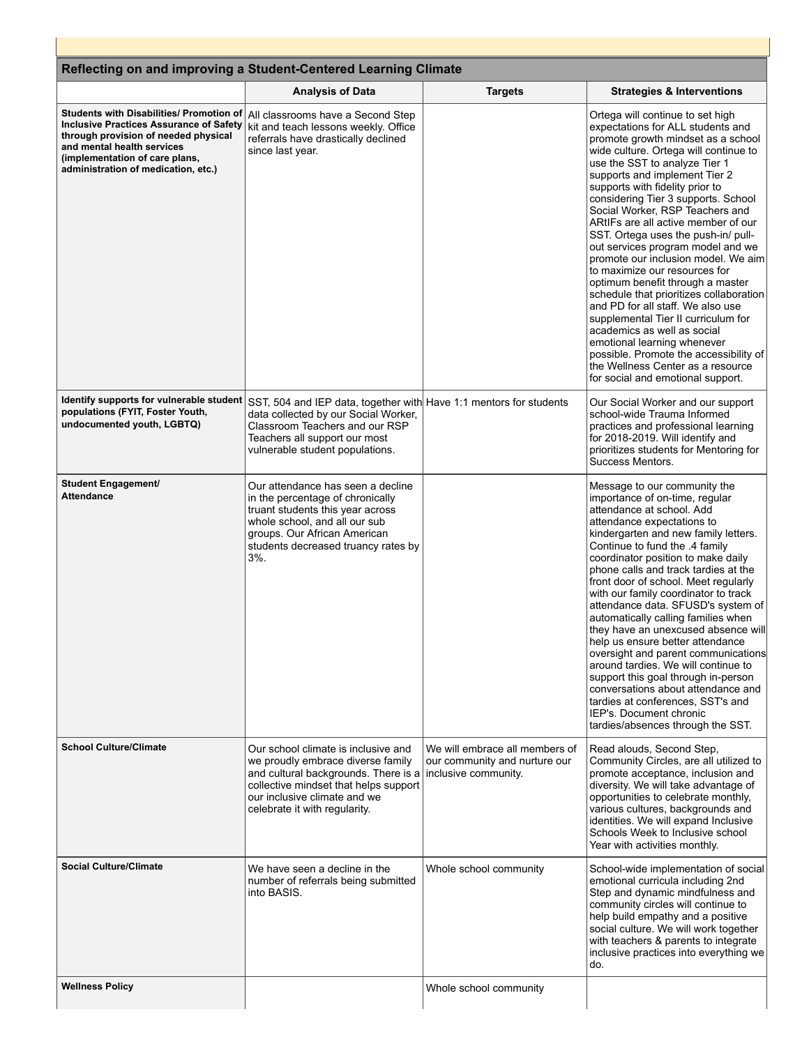## Reflecting on and improving a Student-Centered Learning Climate

| | Analysis of Data | Targets | Strategies & Interventions |
|---|---|---|---|
| **Students with Disabilities/ Promotion of Inclusive Practices Assurance of Safety through provision of needed physical and mental health services (implementation of care plans, administration of medication, etc.)** | All classrooms have a Second Step kit and teach lessons weekly. Office referrals have drastically declined since last year. | | Ortega will continue to set high expectations for ALL students and promote growth mindset as a school wide culture. Ortega will continue to use the SST to analyze Tier 1 supports and implement Tier 2 supports with fidelity prior to considering Tier 3 supports. School Social Worker, RSP Teachers and ARtIFs are all active member of our SST. Ortega uses the push-in/ pull-out services program model and we promote our inclusion model. We aim to maximize our resources for optimum benefit through a master schedule that prioritizes collaboration and PD for all staff. We also use supplemental Tier II curriculum for academics as well as social emotional learning whenever possible. Promote the accessibility of the Wellness Center as a resource for social and emotional support. |
| **Identify supports for vulnerable student populations (FYIT, Foster Youth, undocumented youth, LGBTQ)** | SST, 504 and IEP data, together with data collected by our Social Worker, Classroom Teachers and our RSP Teachers all support our most vulnerable student populations. | Have 1:1 mentors for students | Our Social Worker and our support school-wide Trauma Informed practices and professional learning for 2018-2019. Will identify and prioritizes students for Mentoring for Success Mentors. |
| **Student Engagement/ Attendance** | Our attendance has seen a decline in the percentage of chronically truant students this year across whole school, and all our sub groups. Our African American students decreased truancy rates by 3%. | | Message to our community the importance of on-time, regular attendance at school. Add attendance expectations to kindergarten and new family letters. Continue to fund the .4 family coordinator position to make daily phone calls and track tardies at the front door of school. Meet regularly with our family coordinator to track attendance data. SFUSD's system of automatically calling families when they have an unexcused absence will help us ensure better attendance oversight and parent communications around tardies. We will continue to support this goal through in-person conversations about attendance and tardies at conferences, SST's and IEP's. Document chronic tardies/absences through the SST. |
| **School Culture/Climate** | Our school climate is inclusive and we proudly embrace diverse family and cultural backgrounds. There is a collective mindset that helps support our inclusive climate and we celebrate it with regularity. | We will embrace all members of our community and nurture our inclusive community. | Read alouds, Second Step, Community Circles, are all utilized to promote acceptance, inclusion and diversity. We will take advantage of opportunities to celebrate monthly, various cultures, backgrounds and identities. We will expand Inclusive Schools Week to Inclusive school Year with activities monthly. |
| **Social Culture/Climate** | We have seen a decline in the number of referrals being submitted into BASIS. | Whole school community | School-wide implementation of social emotional curricula including 2nd Step and dynamic mindfulness and community circles will continue to help build empathy and a positive social culture. We will work together with teachers & parents to integrate inclusive practices into everything we do. |
| **Wellness Policy** | | Whole school community | |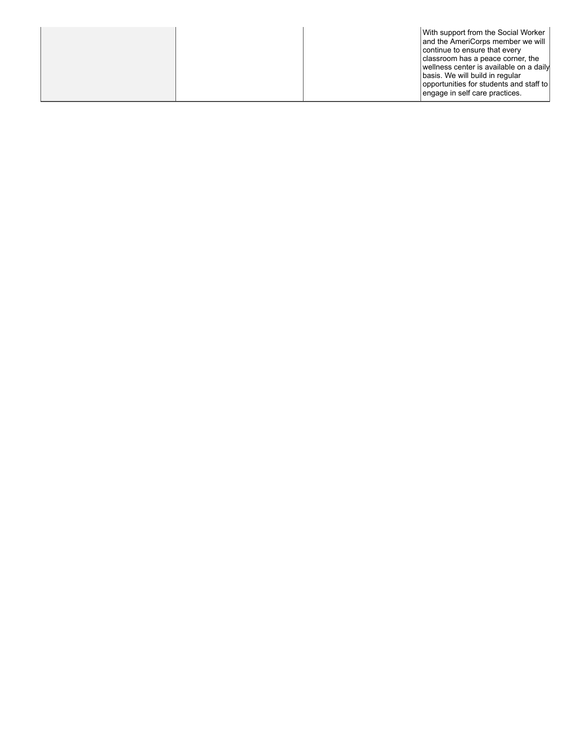| | | | |
|---|---|---|---|
| | | | With support from the Social Worker and the AmeriCorps member we will continue to ensure that every classroom has a peace corner, the wellness center is available on a daily basis. We will build in regular opportunities for students and staff to engage in self care practices. |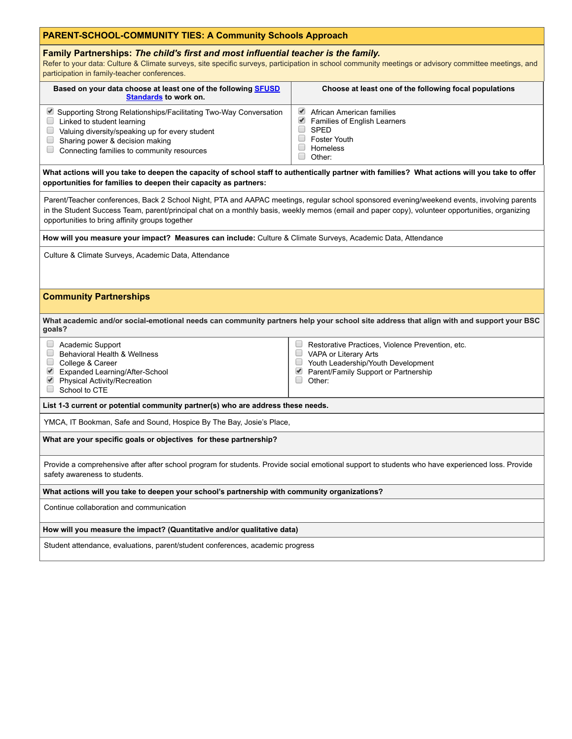## PARENT-SCHOOL-COMMUNITY TIES: A Community Schools Approach

### Family Partnerships: *The child's first and most influential teacher is the family.*

Refer to your data: Culture & Climate surveys, site specific surveys, participation in school community meetings or advisory committee meetings, and participation in family-teacher conferences.

| Based on your data choose at least one of the following [SFUSD Standards](#) to work on. | Choose at least one of the following focal populations |
|---|---|
| ☑ Supporting Strong Relationships/Facilitating Two-Way Conversation<br>☐ Linked to student learning<br>☐ Valuing diversity/speaking up for every student<br>☐ Sharing power & decision making<br>☐ Connecting families to community resources | ☑ African American families<br>☑ Families of English Learners<br>☐ SPED<br>☐ Foster Youth<br>☐ Homeless<br>☐ Other: |

**What actions will you take to deepen the capacity of school staff to authentically partner with families? What actions will you take to offer opportunities for families to deepen their capacity as partners:**

Parent/Teacher conferences, Back 2 School Night, PTA and AAPAC meetings, regular school sponsored evening/weekend events, involving parents in the Student Success Team, parent/principal chat on a monthly basis, weekly memos (email and paper copy), volunteer opportunities, organizing opportunities to bring affinity groups together

**How will you measure your impact? Measures can include:** Culture & Climate Surveys, Academic Data, Attendance

Culture & Climate Surveys, Academic Data, Attendance

### Community Partnerships

**What academic and/or social-emotional needs can community partners help your school site address that align with and support your BSC goals?**

| | |
|---|---|
| ☐ Academic Support<br>☐ Behavioral Health & Wellness<br>☐ College & Career<br>☑ Expanded Learning/After-School<br>☑ Physical Activity/Recreation<br>☐ School to CTE | ☐ Restorative Practices, Violence Prevention, etc.<br>☐ VAPA or Literary Arts<br>☐ Youth Leadership/Youth Development<br>☑ Parent/Family Support or Partnership<br>☐ Other: |

**List 1-3 current or potential community partner(s) who are address these needs.**

YMCA, IT Bookman, Safe and Sound, Hospice By The Bay, Josie's Place,

**What are your specific goals or objectives for these partnership?**

Provide a comprehensive after after school program for students. Provide social emotional support to students who have experienced loss. Provide safety awareness to students.

**What actions will you take to deepen your school's partnership with community organizations?**

Continue collaboration and communication

**How will you measure the impact? (Quantitative and/or qualitative data)**

Student attendance, evaluations, parent/student conferences, academic progress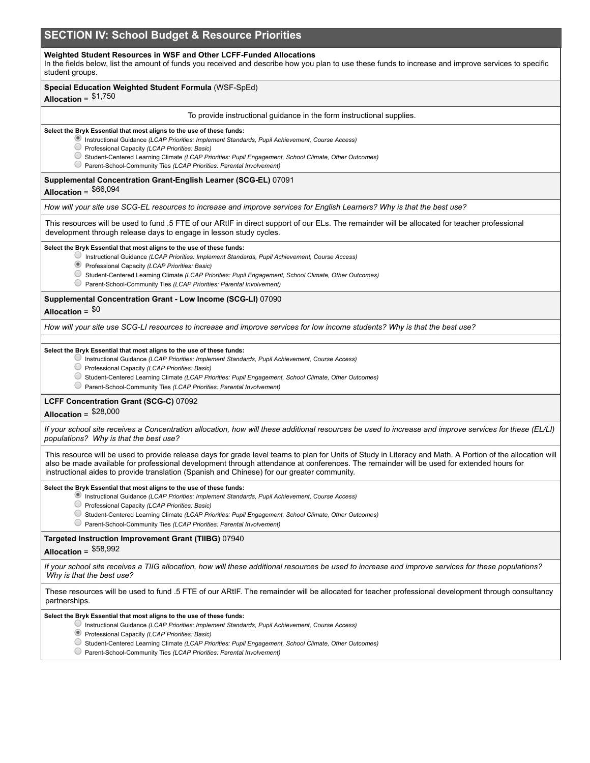## SECTION IV: School Budget & Resource Priorities

**Weighted Student Resources in WSF and Other LCFF-Funded Allocations**
In the fields below, list the amount of funds you received and describe how you plan to use these funds to increase and improve services to specific student groups.

**Special Education Weighted Student Formula** (WSF-SpEd)
**Allocation** = $1,750

To provide instructional guidance in the form instructional supplies.

**Select the Bryk Essential that most aligns to the use of these funds:**

- (●) Instructional Guidance *(LCAP Priorities: Implement Standards, Pupil Achievement, Course Access)*
- ( ) Professional Capacity *(LCAP Priorities: Basic)*
- ( ) Student-Centered Learning Climate *(LCAP Priorities: Pupil Engagement, School Climate, Other Outcomes)*
- ( ) Parent-School-Community Ties *(LCAP Priorities: Parental Involvement)*

**Supplemental Concentration Grant-English Learner (SCG-EL)** 07091
**Allocation** = $66,094

*How will your site use SCG-EL resources to increase and improve services for English Learners? Why is that the best use?*

This resources will be used to fund .5 FTE of our ARtIF in direct support of our ELs. The remainder will be allocated for teacher professional development through release days to engage in lesson study cycles.

**Select the Bryk Essential that most aligns to the use of these funds:**

- ( ) Instructional Guidance *(LCAP Priorities: Implement Standards, Pupil Achievement, Course Access)*
- (●) Professional Capacity *(LCAP Priorities: Basic)*
- ( ) Student-Centered Learning Climate *(LCAP Priorities: Pupil Engagement, School Climate, Other Outcomes)*
- ( ) Parent-School-Community Ties *(LCAP Priorities: Parental Involvement)*

**Supplemental Concentration Grant - Low Income (SCG-LI)** 07090
**Allocation** = $0

*How will your site use SCG-LI resources to increase and improve services for low income students? Why is that the best use?*

**Select the Bryk Essential that most aligns to the use of these funds:**

- ( ) Instructional Guidance *(LCAP Priorities: Implement Standards, Pupil Achievement, Course Access)*
- ( ) Professional Capacity *(LCAP Priorities: Basic)*
- ( ) Student-Centered Learning Climate *(LCAP Priorities: Pupil Engagement, School Climate, Other Outcomes)*
- ( ) Parent-School-Community Ties *(LCAP Priorities: Parental Involvement)*

**LCFF Concentration Grant (SCG-C)** 07092
**Allocation** = $28,000

*If your school site receives a Concentration allocation, how will these additional resources be used to increase and improve services for these (EL/LI) populations? Why is that the best use?*

This resource will be used to provide release days for grade level teams to plan for Units of Study in Literacy and Math. A Portion of the allocation will also be made available for professional development through attendance at conferences. The remainder will be used for extended hours for instructional aides to provide translation (Spanish and Chinese) for our greater community.

**Select the Bryk Essential that most aligns to the use of these funds:**

- (●) Instructional Guidance *(LCAP Priorities: Implement Standards, Pupil Achievement, Course Access)*
- ( ) Professional Capacity *(LCAP Priorities: Basic)*
- ( ) Student-Centered Learning Climate *(LCAP Priorities: Pupil Engagement, School Climate, Other Outcomes)*
- ( ) Parent-School-Community Ties *(LCAP Priorities: Parental Involvement)*

**Targeted Instruction Improvement Grant (TIIBG)** 07940
**Allocation** = $58,992

*If your school site receives a TIIG allocation, how will these additional resources be used to increase and improve services for these populations? Why is that the best use?*

These resources will be used to fund .5 FTE of our ARtIF. The remainder will be allocated for teacher professional development through consultancy partnerships.

**Select the Bryk Essential that most aligns to the use of these funds:**

- ( ) Instructional Guidance *(LCAP Priorities: Implement Standards, Pupil Achievement, Course Access)*
- (●) Professional Capacity *(LCAP Priorities: Basic)*
- ( ) Student-Centered Learning Climate *(LCAP Priorities: Pupil Engagement, School Climate, Other Outcomes)*
- ( ) Parent-School-Community Ties *(LCAP Priorities: Parental Involvement)*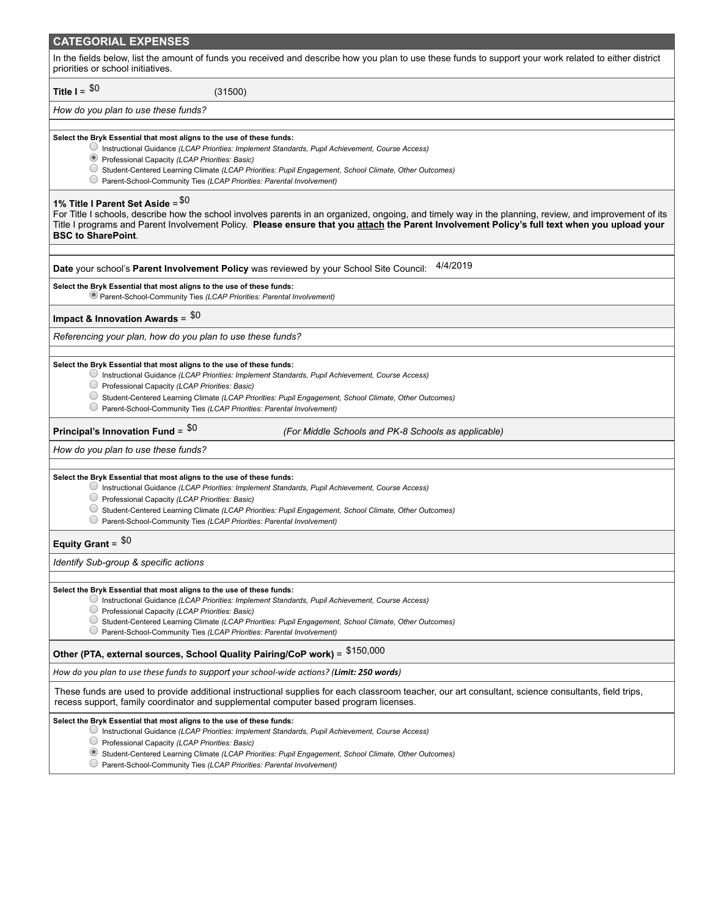## CATEGORIAL EXPENSES

In the fields below, list the amount of funds you received and describe how you plan to use these funds to support your work related to either district priorities or school initiatives.

**Title I** = $0 (31500)

*How do you plan to use these funds?*

**Select the Bryk Essential that most aligns to the use of these funds:**

- ○ Instructional Guidance *(LCAP Priorities: Implement Standards, Pupil Achievement, Course Access)*
- ◉ Professional Capacity *(LCAP Priorities: Basic)*
- ○ Student-Centered Learning Climate *(LCAP Priorities: Pupil Engagement, School Climate, Other Outcomes)*
- ○ Parent-School-Community Ties *(LCAP Priorities: Parental Involvement)*

**1% Title I Parent Set Aside** = $0

For Title I schools, describe how the school involves parents in an organized, ongoing, and timely way in the planning, review, and improvement of its Title I programs and Parent Involvement Policy. **Please ensure that you <u>attach</u> the Parent Involvement Policy's full text when you upload your BSC to SharePoint**.

**Date** your school's **Parent Involvement Policy** was reviewed by your School Site Council: 4/4/2019

**Select the Bryk Essential that most aligns to the use of these funds:**

- ◉ Parent-School-Community Ties *(LCAP Priorities: Parental Involvement)*

**Impact & Innovation Awards** = $0

*Referencing your plan, how do you plan to use these funds?*

**Select the Bryk Essential that most aligns to the use of these funds:**

- ○ Instructional Guidance *(LCAP Priorities: Implement Standards, Pupil Achievement, Course Access)*
- ○ Professional Capacity *(LCAP Priorities: Basic)*
- ○ Student-Centered Learning Climate *(LCAP Priorities: Pupil Engagement, School Climate, Other Outcomes)*
- ○ Parent-School-Community Ties *(LCAP Priorities: Parental Involvement)*

**Principal's Innovation Fund** = $0 *(For Middle Schools and PK-8 Schools as applicable)*

*How do you plan to use these funds?*

**Select the Bryk Essential that most aligns to the use of these funds:**

- ○ Instructional Guidance *(LCAP Priorities: Implement Standards, Pupil Achievement, Course Access)*
- ○ Professional Capacity *(LCAP Priorities: Basic)*
- ○ Student-Centered Learning Climate *(LCAP Priorities: Pupil Engagement, School Climate, Other Outcomes)*
- ○ Parent-School-Community Ties *(LCAP Priorities: Parental Involvement)*

**Equity Grant** = $0

*Identify Sub-group & specific actions*

**Select the Bryk Essential that most aligns to the use of these funds:**

- ○ Instructional Guidance *(LCAP Priorities: Implement Standards, Pupil Achievement, Course Access)*
- ○ Professional Capacity *(LCAP Priorities: Basic)*
- ○ Student-Centered Learning Climate *(LCAP Priorities: Pupil Engagement, School Climate, Other Outcomes)*
- ○ Parent-School-Community Ties *(LCAP Priorities: Parental Involvement)*

**Other (PTA, external sources, School Quality Pairing/CoP work)** = $150,000

*How do you plan to use these funds to support your school-wide actions? (**Limit: 250 words**)*

These funds are used to provide additional instructional supplies for each classroom teacher, our art consultant, science consultants, field trips, recess support, family coordinator and supplemental computer based program licenses.

**Select the Bryk Essential that most aligns to the use of these funds:**

- ○ Instructional Guidance *(LCAP Priorities: Implement Standards, Pupil Achievement, Course Access)*
- ○ Professional Capacity *(LCAP Priorities: Basic)*
- ◉ Student-Centered Learning Climate *(LCAP Priorities: Pupil Engagement, School Climate, Other Outcomes)*
- ○ Parent-School-Community Ties *(LCAP Priorities: Parental Involvement)*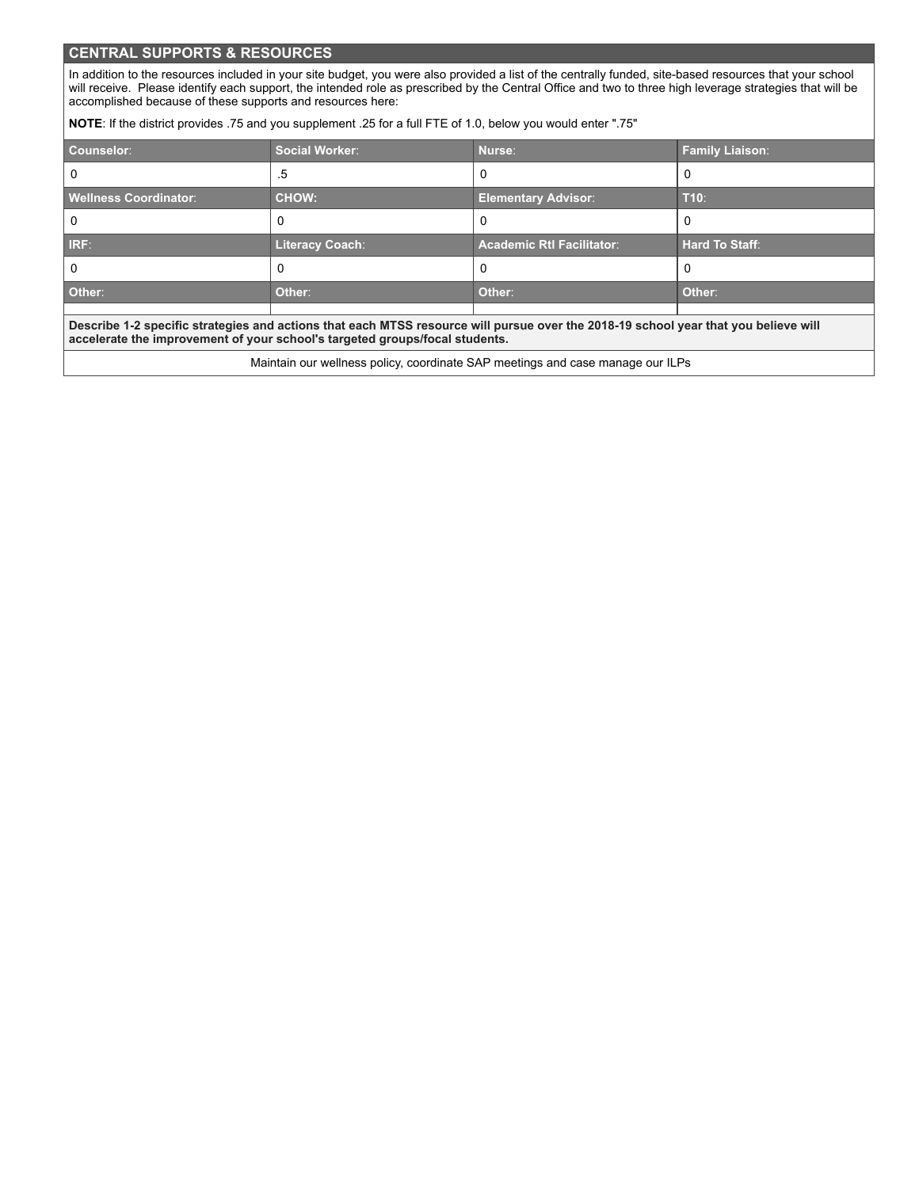## CENTRAL SUPPORTS & RESOURCES

In addition to the resources included in your site budget, you were also provided a list of the centrally funded, site-based resources that your school will receive. Please identify each support, the intended role as prescribed by the Central Office and two to three high leverage strategies that will be accomplished because of these supports and resources here:

**NOTE**: If the district provides .75 and you supplement .25 for a full FTE of 1.0, below you would enter ".75"

| Counselor: | Social Worker: | Nurse: | Family Liaison: |
|---|---|---|---|
| 0 | .5 | 0 | 0 |
| **Wellness Coordinator:** | **CHOW:** | **Elementary Advisor:** | **T10:** |
| 0 | 0 | 0 | 0 |
| **IRF:** | **Literacy Coach:** | **Academic RtI Facilitator:** | **Hard To Staff:** |
| 0 | 0 | 0 | 0 |
| **Other:** | **Other:** | **Other:** | **Other:** |
| | | | |

**Describe 1-2 specific strategies and actions that each MTSS resource will pursue over the 2018-19 school year that you believe will accelerate the improvement of your school's targeted groups/focal students.**

Maintain our wellness policy, coordinate SAP meetings and case manage our ILPs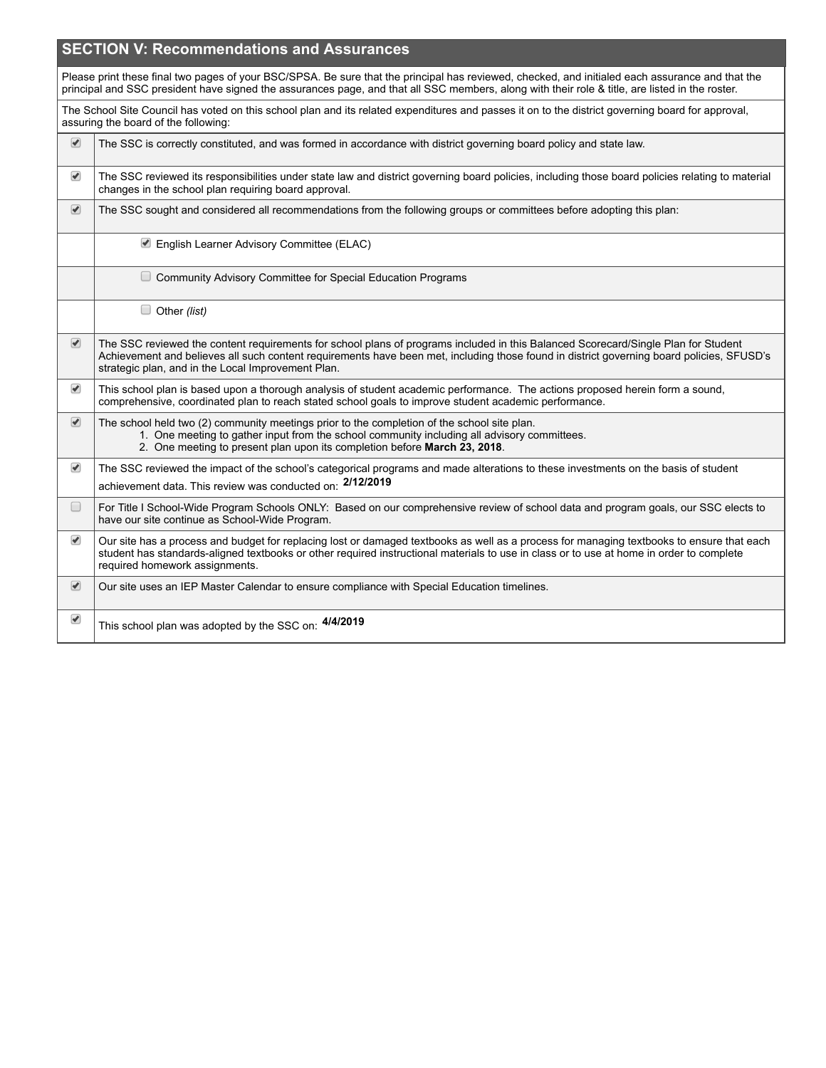## SECTION V: Recommendations and Assurances

Please print these final two pages of your BSC/SPSA. Be sure that the principal has reviewed, checked, and initialed each assurance and that the principal and SSC president have signed the assurances page, and that all SSC members, along with their role & title, are listed in the roster.

The School Site Council has voted on this school plan and its related expenditures and passes it on to the district governing board for approval, assuring the board of the following:

| | |
|---|---|
| ☑ | The SSC is correctly constituted, and was formed in accordance with district governing board policy and state law. |
| ☑ | The SSC reviewed its responsibilities under state law and district governing board policies, including those board policies relating to material changes in the school plan requiring board approval. |
| ☑ | The SSC sought and considered all recommendations from the following groups or committees before adopting this plan: |
| | ☑ English Learner Advisory Committee (ELAC) |
| | ☐ Community Advisory Committee for Special Education Programs |
| | ☐ Other *(list)* |
| ☑ | The SSC reviewed the content requirements for school plans of programs included in this Balanced Scorecard/Single Plan for Student Achievement and believes all such content requirements have been met, including those found in district governing board policies, SFUSD's strategic plan, and in the Local Improvement Plan. |
| ☑ | This school plan is based upon a thorough analysis of student academic performance. The actions proposed herein form a sound, comprehensive, coordinated plan to reach stated school goals to improve student academic performance. |
| ☑ | The school held two (2) community meetings prior to the completion of the school site plan.<br>1. One meeting to gather input from the school community including all advisory committees.<br>2. One meeting to present plan upon its completion before **March 23, 2018**. |
| ☑ | The SSC reviewed the impact of the school's categorical programs and made alterations to these investments on the basis of student achievement data. This review was conducted on: **2/12/2019** |
| ☐ | For Title I School-Wide Program Schools ONLY: Based on our comprehensive review of school data and program goals, our SSC elects to have our site continue as School-Wide Program. |
| ☑ | Our site has a process and budget for replacing lost or damaged textbooks as well as a process for managing textbooks to ensure that each student has standards-aligned textbooks or other required instructional materials to use in class or to use at home in order to complete required homework assignments. |
| ☑ | Our site uses an IEP Master Calendar to ensure compliance with Special Education timelines. |
| ☑ | This school plan was adopted by the SSC on: **4/4/2019** |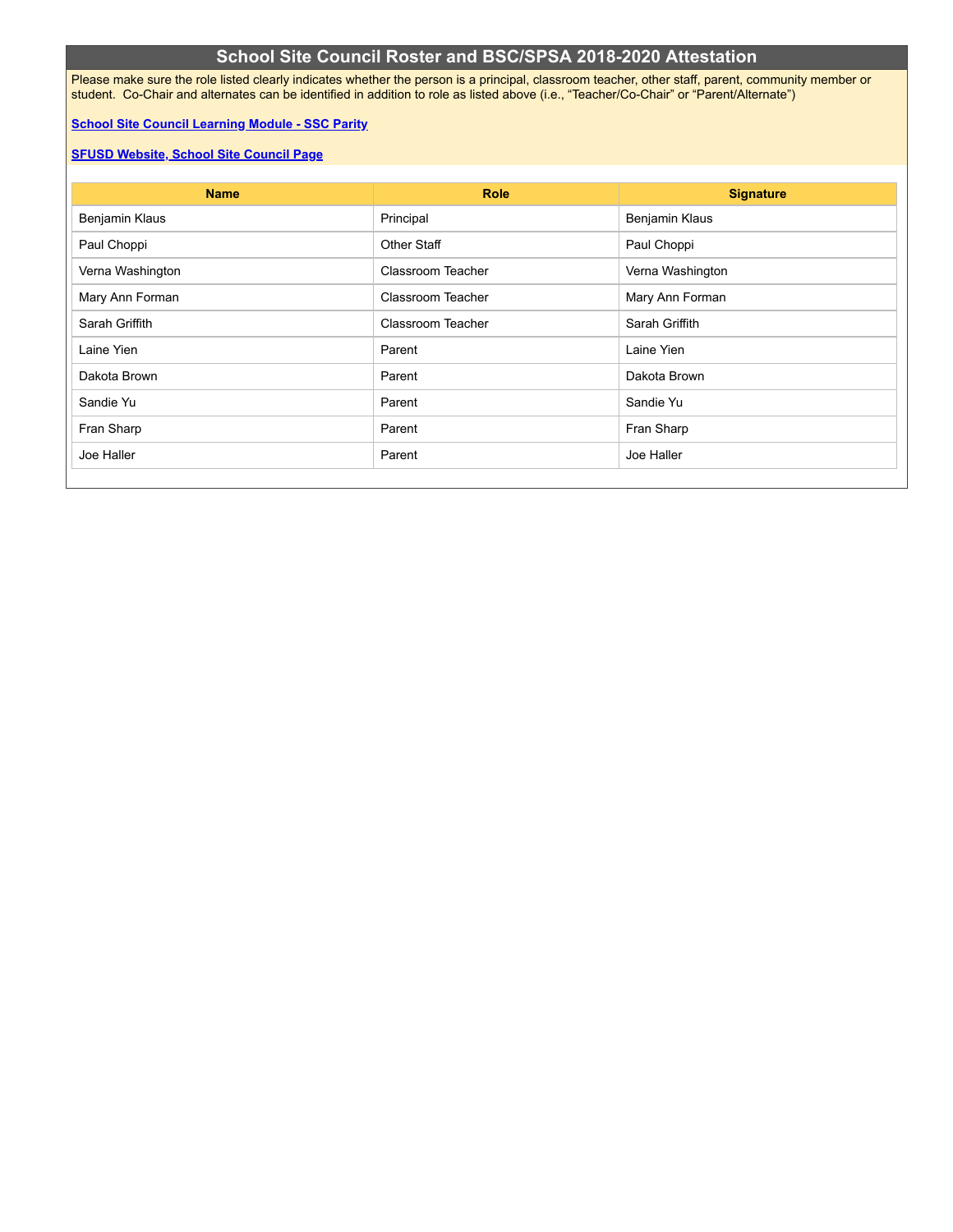## School Site Council Roster and BSC/SPSA 2018-2020 Attestation

Please make sure the role listed clearly indicates whether the person is a principal, classroom teacher, other staff, parent, community member or student. Co-Chair and alternates can be identified in addition to role as listed above (i.e., "Teacher/Co-Chair" or "Parent/Alternate")

**School Site Council Learning Module - SSC Parity**

**SFUSD Website, School Site Council Page**

| Name | Role | Signature |
|---|---|---|
| Benjamin Klaus | Principal | Benjamin Klaus |
| Paul Choppi | Other Staff | Paul Choppi |
| Verna Washington | Classroom Teacher | Verna Washington |
| Mary Ann Forman | Classroom Teacher | Mary Ann Forman |
| Sarah Griffith | Classroom Teacher | Sarah Griffith |
| Laine Yien | Parent | Laine Yien |
| Dakota Brown | Parent | Dakota Brown |
| Sandie Yu | Parent | Sandie Yu |
| Fran Sharp | Parent | Fran Sharp |
| Joe Haller | Parent | Joe Haller |